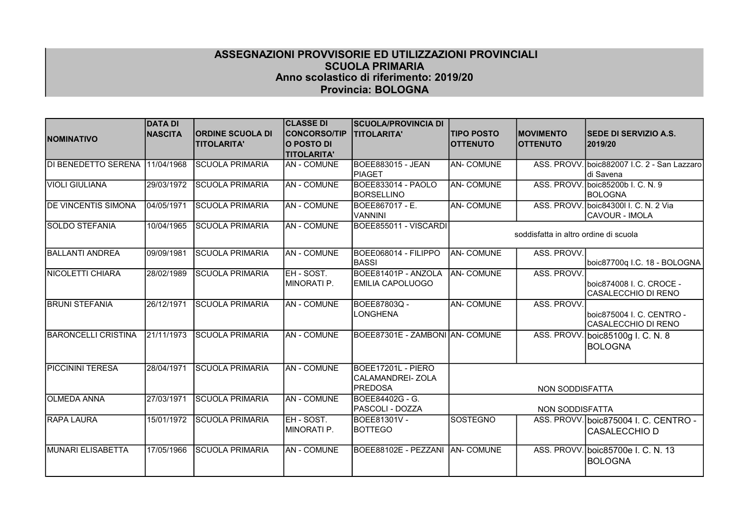# ASSEGNAZIONI PROVVISORIE ED UTILIZZAZIONI PROVINCIALI
# SCUOLA PRIMARIA
## Anno scolastico di riferimento: 2019/20
## Provincia: BOLOGNA

| NOMINATIVO | DATA DI NASCITA | ORDINE SCUOLA DI TITOLARITA' | CLASSE DI CONCORSO/TIPO POSTO DI TITOLARITA' | SCUOLA/PROVINCIA DI TITOLARITA' | TIPO POSTO OTTENUTO | MOVIMENTO OTTENUTO | SEDE DI SERVIZIO A.S. 2019/20 |
|---|---|---|---|---|---|---|---|
| DI BENEDETTO SERENA | 11/04/1968 | SCUOLA PRIMARIA | AN - COMUNE | BOEE883015 - JEAN PIAGET | AN- COMUNE | ASS. PROVV. | boic882007 I.C. 2 - San Lazzaro di Savena |
| VIOLI GIULIANA | 29/03/1972 | SCUOLA PRIMARIA | AN - COMUNE | BOEE833014 - PAOLO BORSELLINO | AN- COMUNE | ASS. PROVV. | boic85200b I. C. N. 9 BOLOGNA |
| DE VINCENTIS SIMONA | 04/05/1971 | SCUOLA PRIMARIA | AN - COMUNE | BOEE867017 - E. VANNINI | AN- COMUNE | ASS. PROVV. | boic84300l I. C. N. 2 Via CAVOUR - IMOLA |
| SOLDO STEFANIA | 10/04/1965 | SCUOLA PRIMARIA | AN - COMUNE | BOEE855011 - VISCARDI | soddisfatta in altro ordine di scuola | | |
| BALLANTI ANDREA | 09/09/1981 | SCUOLA PRIMARIA | AN - COMUNE | BOEE068014 - FILIPPO BASSI | AN- COMUNE | ASS. PROVV. | boic87700q I.C. 18 - BOLOGNA |
| NICOLETTI CHIARA | 28/02/1989 | SCUOLA PRIMARIA | EH - SOST. MINORATI P. | BOEE81401P - ANZOLA EMILIA CAPOLUOGO | AN- COMUNE | ASS. PROVV. | boic874008 I. C. CROCE - CASALECCHIO DI RENO |
| BRUNI STEFANIA | 26/12/1971 | SCUOLA PRIMARIA | AN - COMUNE | BOEE87803Q - LONGHENA | AN- COMUNE | ASS. PROVV. | boic875004 I. C. CENTRO - CASALECCHIO DI RENO |
| BARONCELLI CRISTINA | 21/11/1973 | SCUOLA PRIMARIA | AN - COMUNE | BOEE87301E - ZAMBONI | AN- COMUNE | ASS. PROVV. | boic85100g I. C. N. 8 BOLOGNA |
| PICCININI TERESA | 28/04/1971 | SCUOLA PRIMARIA | AN - COMUNE | BOEE17201L - PIERO CALAMANDREI- ZOLA PREDOSA | NON SODDISFATTA | | |
| OLMEDA ANNA | 27/03/1971 | SCUOLA PRIMARIA | AN - COMUNE | BOEE84402G - G. PASCOLI - DOZZA | NON SODDISFATTA | | |
| RAPA LAURA | 15/01/1972 | SCUOLA PRIMARIA | EH - SOST. MINORATI P. | BOEE81301V - BOTTEGO | SOSTEGNO | ASS. PROVV. | boic875004 I. C. CENTRO - CASALECCHIO D |
| MUNARI ELISABETTA | 17/05/1966 | SCUOLA PRIMARIA | AN - COMUNE | BOEE88102E - PEZZANI | AN- COMUNE | ASS. PROVV. | boic85700e I. C. N. 13 BOLOGNA |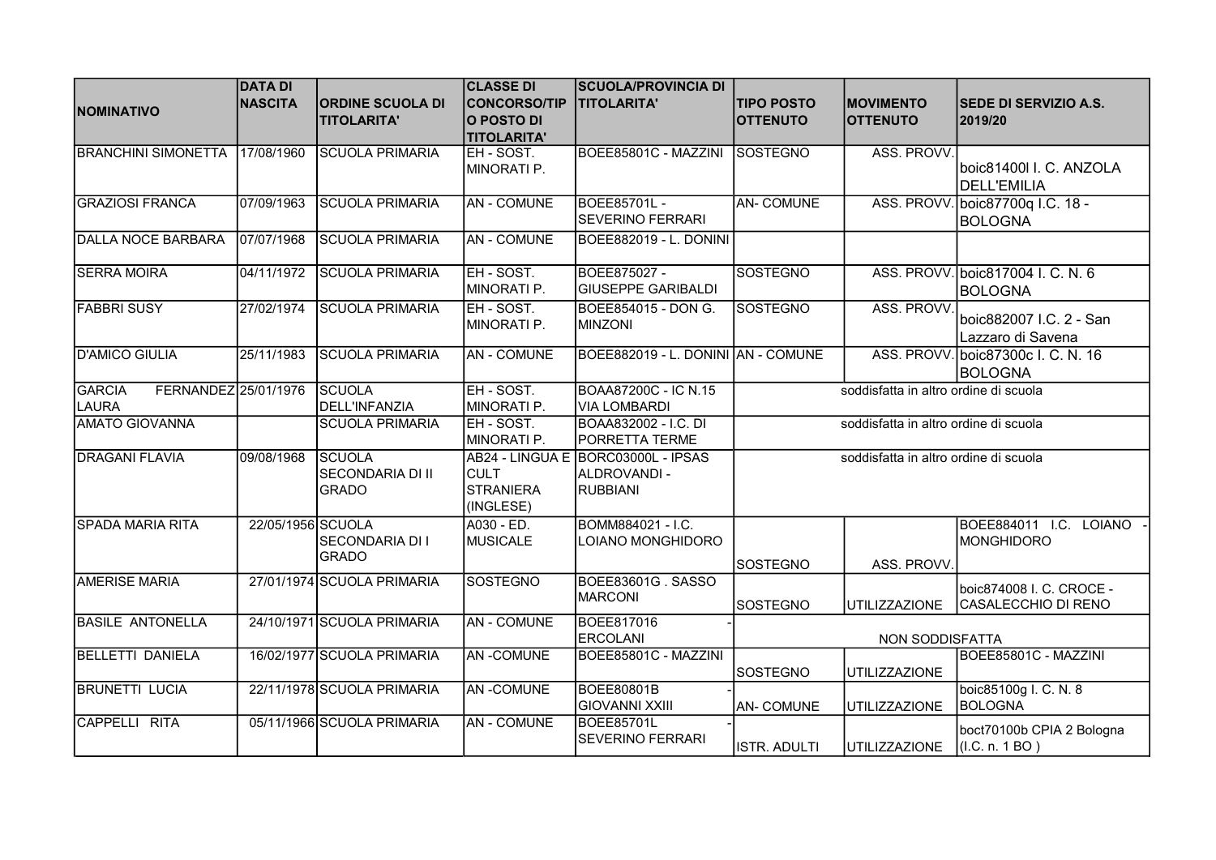| NOMINATIVO | DATA DI NASCITA | ORDINE SCUOLA DI TITOLARITA' | CLASSE DI CONCORSO/TIPO POSTO DI TITOLARITA' | SCUOLA/PROVINCIA DI TITOLARITA' | TIPO POSTO OTTENUTO | MOVIMENTO OTTENUTO | SEDE DI SERVIZIO A.S. 2019/20 |
|---|---|---|---|---|---|---|---|
| BRANCHINI SIMONETTA | 17/08/1960 | SCUOLA PRIMARIA | EH - SOST. MINORATI P. | BOEE85801C - MAZZINI | SOSTEGNO | ASS. PROVV. | boic81400l I. C. ANZOLA DELL'EMILIA |
| GRAZIOSI FRANCA | 07/09/1963 | SCUOLA PRIMARIA | AN - COMUNE | BOEE85701L - SEVERINO FERRARI | AN- COMUNE | ASS. PROVV. | boic87700q I.C. 18 - BOLOGNA |
| DALLA NOCE BARBARA | 07/07/1968 | SCUOLA PRIMARIA | AN - COMUNE | BOEE882019 - L. DONINI | | | |
| SERRA MOIRA | 04/11/1972 | SCUOLA PRIMARIA | EH - SOST. MINORATI P. | BOEE875027 - GIUSEPPE GARIBALDI | SOSTEGNO | ASS. PROVV. | boic817004 I. C. N. 6 BOLOGNA |
| FABBRI SUSY | 27/02/1974 | SCUOLA PRIMARIA | EH - SOST. MINORATI P. | BOEE854015 - DON G. MINZONI | SOSTEGNO | ASS. PROVV. | boic882007 I.C. 2 - San Lazzaro di Savena |
| D'AMICO GIULIA | 25/11/1983 | SCUOLA PRIMARIA | AN - COMUNE | BOEE882019 - L. DONINI | AN - COMUNE | ASS. PROVV. | boic87300c I. C. N. 16 BOLOGNA |
| GARCIA FERNANDEZ LAURA | 25/01/1976 | SCUOLA DELL'INFANZIA | EH - SOST. MINORATI P. | BOAA87200C - IC N.15 VIA LOMBARDI | soddisfatta in altro ordine di scuola | | |
| AMATO GIOVANNA | | SCUOLA PRIMARIA | EH - SOST. MINORATI P. | BOAA832002 - I.C. DI PORRETTA TERME | soddisfatta in altro ordine di scuola | | |
| DRAGANI FLAVIA | 09/08/1968 | SCUOLA SECONDARIA DI II GRADO | AB24 - LINGUA E CULT STRANIERA (INGLESE) | BORC03000L - IPSAS ALDROVANDI - RUBBIANI | soddisfatta in altro ordine di scuola | | |
| SPADA MARIA RITA | 22/05/1956 | SCUOLA SECONDARIA DI I GRADO | A030 - ED. MUSICALE | BOMM884021 - I.C. LOIANO MONGHIDORO | SOSTEGNO | ASS. PROVV. | BOEE884011 I.C. LOIANO - MONGHIDORO |
| AMERISE MARIA | 27/01/1974 | SCUOLA PRIMARIA | SOSTEGNO | BOEE83601G . SASSO MARCONI | SOSTEGNO | UTILIZZAZIONE | boic874008 I. C. CROCE - CASALECCHIO DI RENO |
| BASILE ANTONELLA | 24/10/1971 | SCUOLA PRIMARIA | AN - COMUNE | BOEE817016 - ERCOLANI | NON SODDISFATTA | | |
| BELLETTI DANIELA | 16/02/1977 | SCUOLA PRIMARIA | AN -COMUNE | BOEE85801C - MAZZINI | SOSTEGNO | UTILIZZAZIONE | BOEE85801C - MAZZINI |
| BRUNETTI LUCIA | 22/11/1978 | SCUOLA PRIMARIA | AN -COMUNE | BOEE80801B - GIOVANNI XXIII | AN- COMUNE | UTILIZZAZIONE | boic85100g I. C. N. 8 BOLOGNA |
| CAPPELLI RITA | 05/11/1966 | SCUOLA PRIMARIA | AN - COMUNE | BOEE85701L - SEVERINO FERRARI | ISTR. ADULTI | UTILIZZAZIONE | boct70100b CPIA 2 Bologna (I.C. n. 1 BO ) |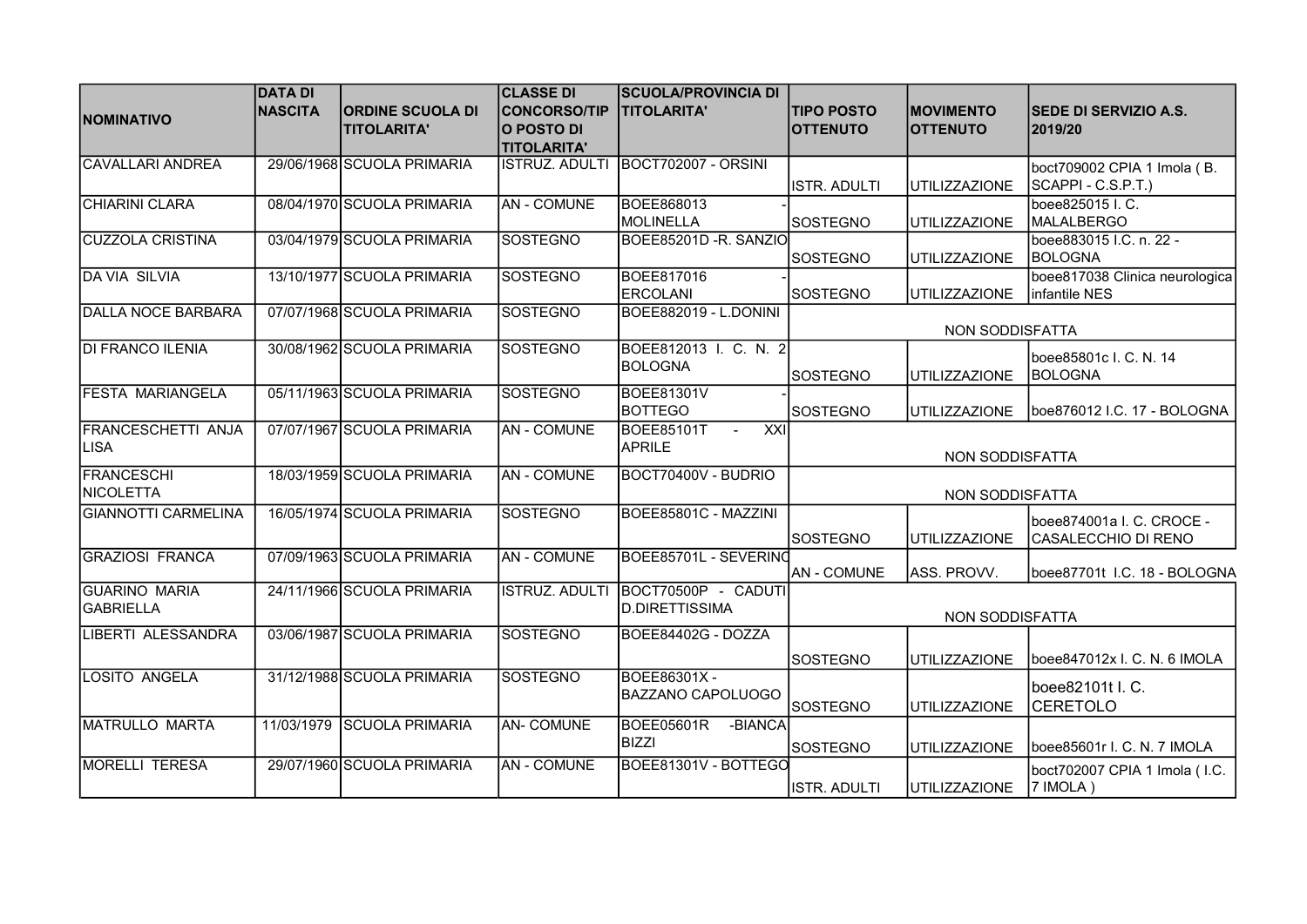| NOMINATIVO | DATA DI NASCITA | ORDINE SCUOLA DI TITOLARITA' | CLASSE DI CONCORSO/TIPO POSTO DI TITOLARITA' | SCUOLA/PROVINCIA DI TITOLARITA' | TIPO POSTO OTTENUTO | MOVIMENTO OTTENUTO | SEDE DI SERVIZIO A.S. 2019/20 |
|---|---|---|---|---|---|---|---|
| CAVALLARI ANDREA | 29/06/1968 | SCUOLA PRIMARIA | ISTRUZ. ADULTI | BOCT702007 - ORSINI | ISTR. ADULTI | UTILIZZAZIONE | boct709002 CPIA 1 Imola ( B. SCAPPI - C.S.P.T.) |
| CHIARINI CLARA | 08/04/1970 | SCUOLA PRIMARIA | AN - COMUNE | BOEE868013 - MOLINELLA | SOSTEGNO | UTILIZZAZIONE | boee825015 I. C. MALALBERGO |
| CUZZOLA CRISTINA | 03/04/1979 | SCUOLA PRIMARIA | SOSTEGNO | BOEE85201D -R. SANZIO | SOSTEGNO | UTILIZZAZIONE | boee883015 I.C. n. 22 - BOLOGNA |
| DA VIA SILVIA | 13/10/1977 | SCUOLA PRIMARIA | SOSTEGNO | BOEE817016 - ERCOLANI | SOSTEGNO | UTILIZZAZIONE | boee817038 Clinica neurologica infantile NES |
| DALLA NOCE BARBARA | 07/07/1968 | SCUOLA PRIMARIA | SOSTEGNO | BOEE882019 - L.DONINI | NON SODDISFATTA | | |
| DI FRANCO ILENIA | 30/08/1962 | SCUOLA PRIMARIA | SOSTEGNO | BOEE812013 I. C. N. 2 BOLOGNA | SOSTEGNO | UTILIZZAZIONE | boee85801c I. C. N. 14 BOLOGNA |
| FESTA MARIANGELA | 05/11/1963 | SCUOLA PRIMARIA | SOSTEGNO | BOEE81301V - BOTTEGO | SOSTEGNO | UTILIZZAZIONE | boe876012 I.C. 17 - BOLOGNA |
| FRANCESCHETTI ANJA LISA | 07/07/1967 | SCUOLA PRIMARIA | AN - COMUNE | BOEE85101T - XXI APRILE | NON SODDISFATTA | | |
| FRANCESCHI NICOLETTA | 18/03/1959 | SCUOLA PRIMARIA | AN - COMUNE | BOCT70400V - BUDRIO | NON SODDISFATTA | | |
| GIANNOTTI CARMELINA | 16/05/1974 | SCUOLA PRIMARIA | SOSTEGNO | BOEE85801C - MAZZINI | SOSTEGNO | UTILIZZAZIONE | boee874001a I. C. CROCE - CASALECCHIO DI RENO |
| GRAZIOSI FRANCA | 07/09/1963 | SCUOLA PRIMARIA | AN - COMUNE | BOEE85701L - SEVERINO | AN - COMUNE | ASS. PROVV. | boee87701t I.C. 18 - BOLOGNA |
| GUARINO MARIA GABRIELLA | 24/11/1966 | SCUOLA PRIMARIA | ISTRUZ. ADULTI | BOCT70500P - CADUTI D.DIRETTISSIMA | NON SODDISFATTA | | |
| LIBERTI ALESSANDRA | 03/06/1987 | SCUOLA PRIMARIA | SOSTEGNO | BOEE84402G - DOZZA | SOSTEGNO | UTILIZZAZIONE | boee847012x I. C. N. 6 IMOLA |
| LOSITO ANGELA | 31/12/1988 | SCUOLA PRIMARIA | SOSTEGNO | BOEE86301X - BAZZANO CAPOLUOGO | SOSTEGNO | UTILIZZAZIONE | boee82101t I. C. CERETOLO |
| MATRULLO MARTA | 11/03/1979 | SCUOLA PRIMARIA | AN- COMUNE | BOEE05601R -BIANCA BIZZI | SOSTEGNO | UTILIZZAZIONE | boee85601r I. C. N. 7 IMOLA |
| MORELLI TERESA | 29/07/1960 | SCUOLA PRIMARIA | AN - COMUNE | BOEE81301V - BOTTEGO | ISTR. ADULTI | UTILIZZAZIONE | boct702007 CPIA 1 Imola ( I.C. 7 IMOLA ) |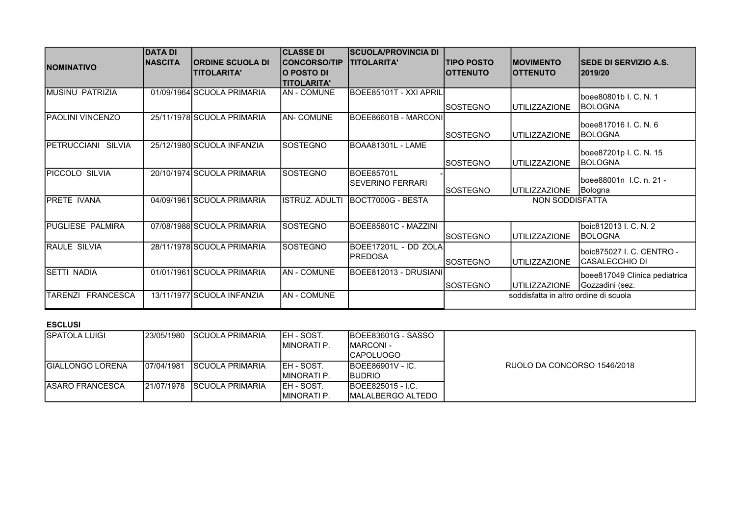| NOMINATIVO | DATA DI NASCITA | ORDINE SCUOLA DI TITOLARITA' | CLASSE DI CONCORSO/TIPO POSTO DI TITOLARITA' | SCUOLA/PROVINCIA DI TITOLARITA' | TIPO POSTO OTTENUTO | MOVIMENTO OTTENUTO | SEDE DI SERVIZIO A.S. 2019/20 |
|---|---|---|---|---|---|---|---|
| MUSINU PATRIZIA | 01/09/1964 | SCUOLA PRIMARIA | AN - COMUNE | BOEE85101T - XXI APRIL | SOSTEGNO | UTILIZZAZIONE | boee80801b I. C. N. 1 BOLOGNA |
| PAOLINI VINCENZO | 25/11/1978 | SCUOLA PRIMARIA | AN- COMUNE | BOEE86601B - MARCONI | SOSTEGNO | UTILIZZAZIONE | boee817016 I. C. N. 6 BOLOGNA |
| PETRUCCIANI SILVIA | 25/12/1980 | SCUOLA INFANZIA | SOSTEGNO | BOAA81301L - LAME | SOSTEGNO | UTILIZZAZIONE | boee87201p I. C. N. 15 BOLOGNA |
| PICCOLO SILVIA | 20/10/1974 | SCUOLA PRIMARIA | SOSTEGNO | BOEE85701L - SEVERINO FERRARI | SOSTEGNO | UTILIZZAZIONE | boee88001n I.C. n. 21 - Bologna |
| PRETE IVANA | 04/09/1961 | SCUOLA PRIMARIA | ISTRUZ. ADULTI | BOCT7000G - BESTA | NON SODDISFATTA | | |
| PUGLIESE PALMIRA | 07/08/1988 | SCUOLA PRIMARIA | SOSTEGNO | BOEE85801C - MAZZINI | SOSTEGNO | UTILIZZAZIONE | boic812013 I. C. N. 2 BOLOGNA |
| RAULE SILVIA | 28/11/1978 | SCUOLA PRIMARIA | SOSTEGNO | BOEE17201L - DD ZOLA PREDOSA | SOSTEGNO | UTILIZZAZIONE | boic875027 I. C. CENTRO - CASALECCHIO DI |
| SETTI NADIA | 01/01/1961 | SCUOLA PRIMARIA | AN - COMUNE | BOEE812013 - DRUSIANI | SOSTEGNO | UTILIZZAZIONE | boee817049 Clinica pediatrica Gozzadini (sez. |
| TARENZI FRANCESCA | 13/11/1977 | SCUOLA INFANZIA | AN - COMUNE | | soddisfatta in altro ordine di scuola | | |

**ESCLUSI**

| | | | | | |
|---|---|---|---|---|---|
| SPATOLA LUIGI | 23/05/1980 | SCUOLA PRIMARIA | EH - SOST. MINORATI P. | BOEE83601G - SASSO MARCONI - CAPOLUOGO | RUOLO DA CONCORSO 1546/2018 |
| GIALLONGO LORENA | 07/04/1981 | SCUOLA PRIMARIA | EH - SOST. MINORATI P. | BOEE86901V - IC. BUDRIO | |
| ASARO FRANCESCA | 21/07/1978 | SCUOLA PRIMARIA | EH - SOST. MINORATI P. | BOEE825015 - I.C. MALALBERGO ALTEDO | |